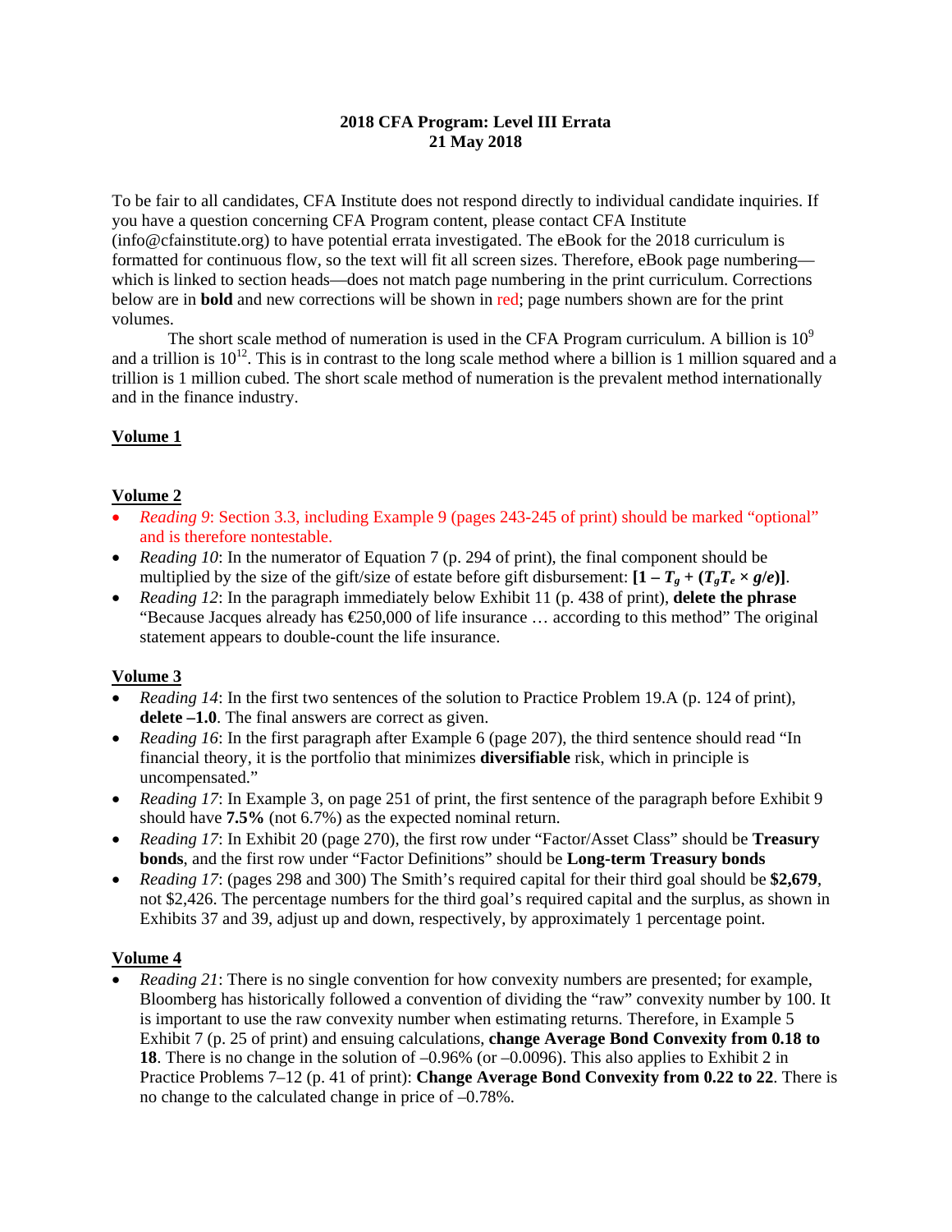**2018 CFA Program: Level III Errata**
**21 May 2018**

To be fair to all candidates, CFA Institute does not respond directly to individual candidate inquiries. If you have a question concerning CFA Program content, please contact CFA Institute (info@cfainstitute.org) to have potential errata investigated. The eBook for the 2018 curriculum is formatted for continuous flow, so the text will fit all screen sizes. Therefore, eBook page numbering—which is linked to section heads—does not match page numbering in the print curriculum. Corrections below are in **bold** and new corrections will be shown in red; page numbers shown are for the print volumes.

The short scale method of numeration is used in the CFA Program curriculum. A billion is $10^9$ and a trillion is $10^{12}$. This is in contrast to the long scale method where a billion is 1 million squared and a trillion is 1 million cubed. The short scale method of numeration is the prevalent method internationally and in the finance industry.

## Volume 1

## Volume 2

- *Reading 9*: Section 3.3, including Example 9 (pages 243-245 of print) should be marked "optional" and is therefore nontestable.
- *Reading 10*: In the numerator of Equation 7 (p. 294 of print), the final component should be multiplied by the size of the gift/size of estate before gift disbursement: $\mathbf{[1 - T_g + (T_g T_e \times g/e)]}$.
- *Reading 12*: In the paragraph immediately below Exhibit 11 (p. 438 of print), **delete the phrase** "Because Jacques already has €250,000 of life insurance … according to this method" The original statement appears to double-count the life insurance.

## Volume 3

- *Reading 14*: In the first two sentences of the solution to Practice Problem 19.A (p. 124 of print), **delete –1.0**. The final answers are correct as given.
- *Reading 16*: In the first paragraph after Example 6 (page 207), the third sentence should read "In financial theory, it is the portfolio that minimizes **diversifiable** risk, which in principle is uncompensated."
- *Reading 17*: In Example 3, on page 251 of print, the first sentence of the paragraph before Exhibit 9 should have **7.5%** (not 6.7%) as the expected nominal return.
- *Reading 17*: In Exhibit 20 (page 270), the first row under "Factor/Asset Class" should be **Treasury bonds**, and the first row under "Factor Definitions" should be **Long-term Treasury bonds**
- *Reading 17*: (pages 298 and 300) The Smith's required capital for their third goal should be **$2,679**, not $2,426. The percentage numbers for the third goal's required capital and the surplus, as shown in Exhibits 37 and 39, adjust up and down, respectively, by approximately 1 percentage point.

## Volume 4

- *Reading 21*: There is no single convention for how convexity numbers are presented; for example, Bloomberg has historically followed a convention of dividing the "raw" convexity number by 100. It is important to use the raw convexity number when estimating returns. Therefore, in Example 5 Exhibit 7 (p. 25 of print) and ensuing calculations, **change Average Bond Convexity from 0.18 to 18**. There is no change in the solution of –0.96% (or –0.0096). This also applies to Exhibit 2 in Practice Problems 7–12 (p. 41 of print): **Change Average Bond Convexity from 0.22 to 22**. There is no change to the calculated change in price of –0.78%.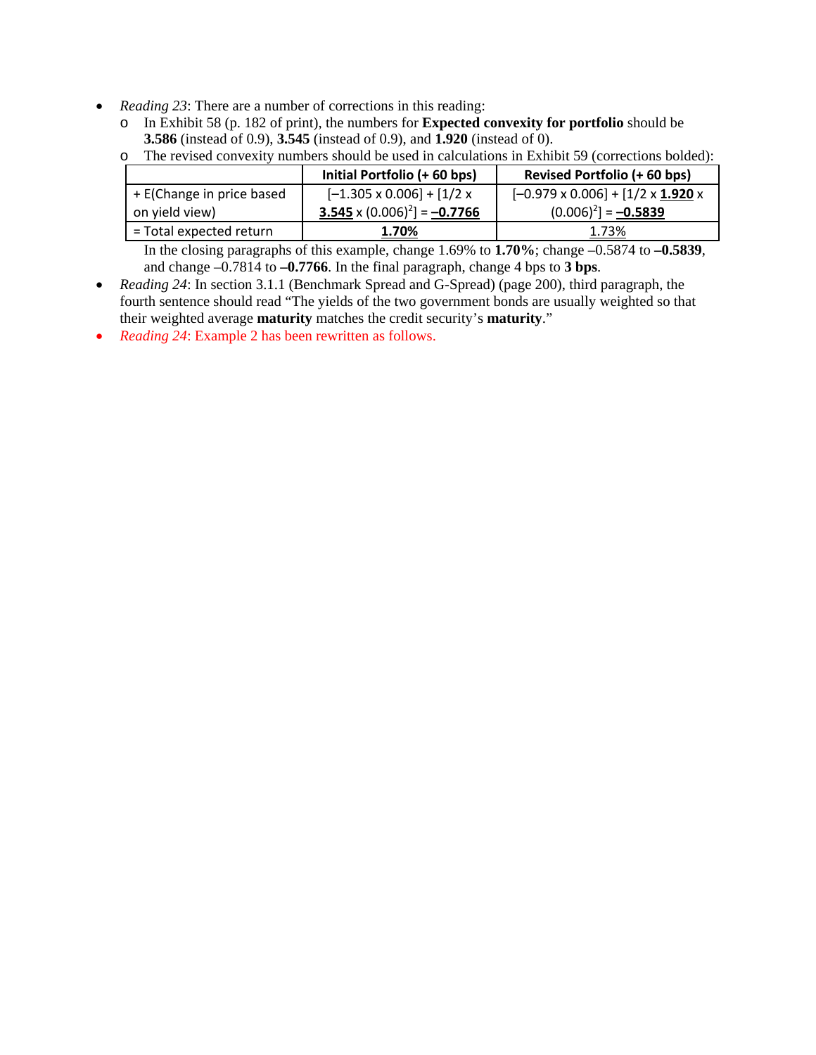- *Reading 23*: There are a number of corrections in this reading:
  - In Exhibit 58 (p. 182 of print), the numbers for **Expected convexity for portfolio** should be **3.586** (instead of 0.9), **3.545** (instead of 0.9), and **1.920** (instead of 0).
  - The revised convexity numbers should be used in calculations in Exhibit 59 (corrections bolded):

| | Initial Portfolio (+ 60 bps) | Revised Portfolio (+ 60 bps) |
|---|---|---|
| + E(Change in price based on yield view) | $[–1.305 \times 0.006] + [1/2 \times$ **3.545** $\times (0.006)^2] =$ **–0.7766** | $[–0.979 \times 0.006] + [1/2 \times$ **1.920** $\times (0.006)^2] =$ **–0.5839** |
| = Total expected return | **1.70%** | 1.73% |

  In the closing paragraphs of this example, change 1.69% to **1.70%**; change –0.5874 to **–0.5839**, and change –0.7814 to **–0.7766**. In the final paragraph, change 4 bps to **3 bps**.

- *Reading 24*: In section 3.1.1 (Benchmark Spread and G-Spread) (page 200), third paragraph, the fourth sentence should read "The yields of the two government bonds are usually weighted so that their weighted average **maturity** matches the credit security's **maturity**."
- *Reading 24*: Example 2 has been rewritten as follows.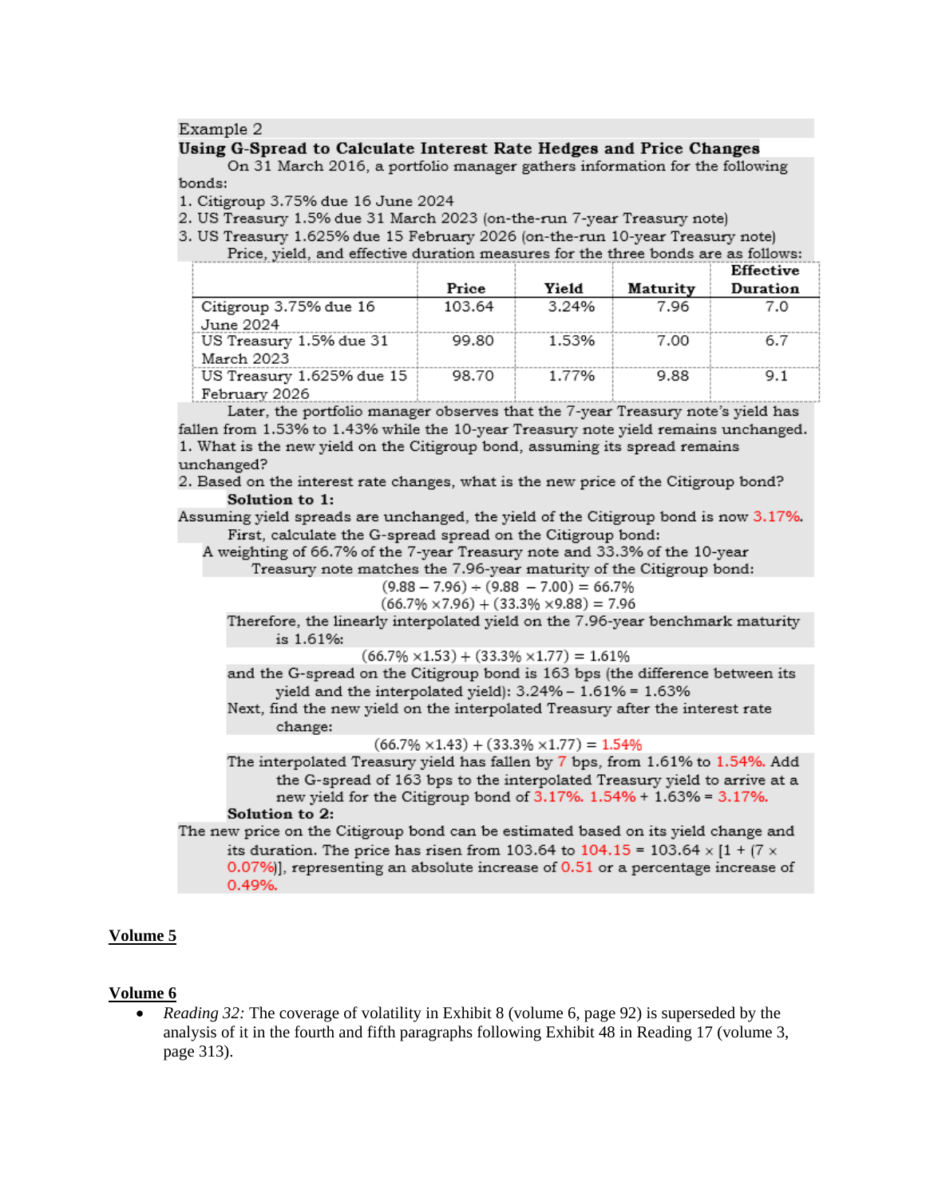Example 2

**Using G-Spread to Calculate Interest Rate Hedges and Price Changes**

On 31 March 2016, a portfolio manager gathers information for the following bonds:

1. Citigroup 3.75% due 16 June 2024
2. US Treasury 1.5% due 31 March 2023 (on-the-run 7-year Treasury note)
3. US Treasury 1.625% due 15 February 2026 (on-the-run 10-year Treasury note)

Price, yield, and effective duration measures for the three bonds are as follows:

| | Price | Yield | Maturity | Effective Duration |
|---|---|---|---|---|
| Citigroup 3.75% due 16 June 2024 | 103.64 | 3.24% | 7.96 | 7.0 |
| US Treasury 1.5% due 31 March 2023 | 99.80 | 1.53% | 7.00 | 6.7 |
| US Treasury 1.625% due 15 February 2026 | 98.70 | 1.77% | 9.88 | 9.1 |

Later, the portfolio manager observes that the 7-year Treasury note's yield has fallen from 1.53% to 1.43% while the 10-year Treasury note yield remains unchanged.

1. What is the new yield on the Citigroup bond, assuming its spread remains unchanged?
2. Based on the interest rate changes, what is the new price of the Citigroup bond?

**Solution to 1:**

Assuming yield spreads are unchanged, the yield of the Citigroup bond is now 3.17%.

First, calculate the G-spread spread on the Citigroup bond:

A weighting of 66.7% of the 7-year Treasury note and 33.3% of the 10-year Treasury note matches the 7.96-year maturity of the Citigroup bond:

$$(9.88 - 7.96) \div (9.88 \ - 7.00) = 66.7\%$$

$$(66.7\% \times 7.96) + (33.3\% \times 9.88) = 7.96$$

Therefore, the linearly interpolated yield on the 7.96-year benchmark maturity is 1.61%:

$$(66.7\% \times 1.53) + (33.3\% \times 1.77) = 1.61\%$$

and the G-spread on the Citigroup bond is 163 bps (the difference between its yield and the interpolated yield): 3.24% – 1.61% = 1.63%

Next, find the new yield on the interpolated Treasury after the interest rate change:

$$(66.7\% \times 1.43) + (33.3\% \times 1.77) = 1.54\%$$

The interpolated Treasury yield has fallen by 7 bps, from 1.61% to 1.54%. Add the G-spread of 163 bps to the interpolated Treasury yield to arrive at a new yield for the Citigroup bond of 3.17%. 1.54% + 1.63% = 3.17%.

**Solution to 2:**

The new price on the Citigroup bond can be estimated based on its yield change and its duration. The price has risen from 103.64 to 104.15 = 103.64 × [1 + (7 × 0.07%)], representing an absolute increase of 0.51 or a percentage increase of 0.49%.

**Volume 5**

**Volume 6**

- *Reading 32:* The coverage of volatility in Exhibit 8 (volume 6, page 92) is superseded by the analysis of it in the fourth and fifth paragraphs following Exhibit 48 in Reading 17 (volume 3, page 313).